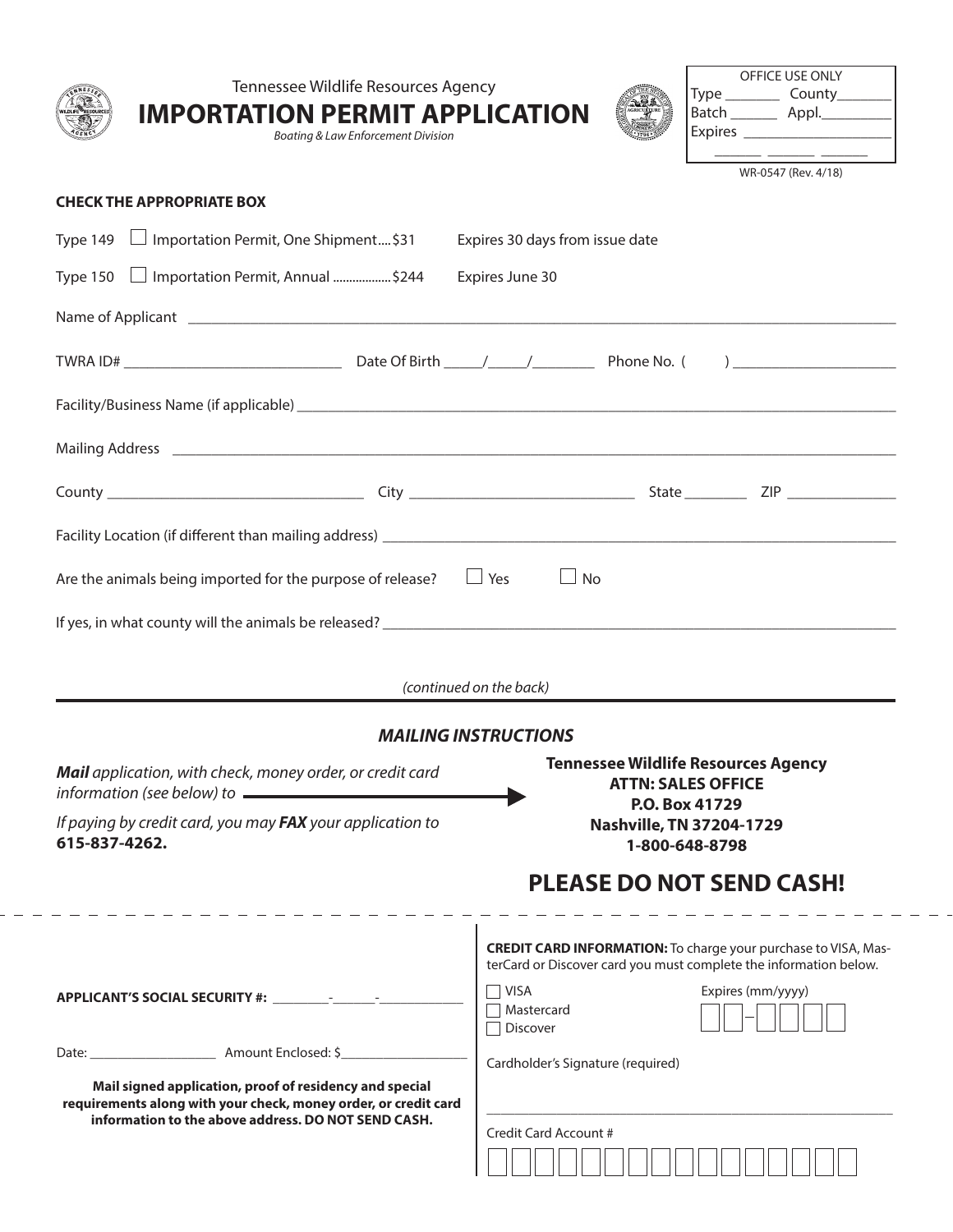Tennessee Wildlife Resources Agency

# IMPORTATION PERMIT APPLICATION

*Boating & Law Enforcement Division*

| OFFICE USE ONLY | |
|---|---|
| Type ________ | County_______ |
| Batch ______ | Appl._________ |
| Expires ___________________ | |
| ______ ______ ______ | |

WR-0547 (Rev. 4/18)

**CHECK THE APPROPRIATE BOX**

Type 149 ☐ Importation Permit, One Shipment....$31 Expires 30 days from issue date

Type 150 ☐ Importation Permit, Annual ..................$244 Expires June 30

Name of Applicant ______________________________________________________________________________

TWRA ID# ____________________________ Date Of Birth _____/_____/________ Phone No. ( ) ____________________

Facility/Business Name (if applicable) __________________________________________________________________

Mailing Address ________________________________________________________________________________

County _______________________________ City ____________________________ State ________ ZIP ______________

Facility Location (if different than mailing address) ______________________________________________________

Are the animals being imported for the purpose of release? ☐ Yes ☐ No

If yes, in what county will the animals be released? ______________________________________________________

*(continued on the back)*

## *MAILING INSTRUCTIONS*

***Mail** application, with check, money order, or credit card information (see below) to* →

**Tennessee Wildlife Resources Agency**
**ATTN: SALES OFFICE**
**P.O. Box 41729**
**Nashville, TN 37204-1729**
**1-800-648-8798**

*If paying by credit card, you may **FAX** your application to* **615-837-4262.**

## PLEASE DO NOT SEND CASH!

**APPLICANT'S SOCIAL SECURITY #:** ________-______-____________

Date: __________________ Amount Enclosed: $__________________

**Mail signed application, proof of residency and special requirements along with your check, money order, or credit card information to the above address. DO NOT SEND CASH.**

**CREDIT CARD INFORMATION:** To charge your purchase to VISA, MasterCard or Discover card you must complete the information below.

☐ VISA
☐ Mastercard
☐ Discover

Expires (mm/yyyy) ☐☐–☐☐☐☐

Cardholder's Signature (required)

_______________________________________________________

Credit Card Account #

☐☐☐☐☐☐☐☐☐☐☐☐☐☐☐☐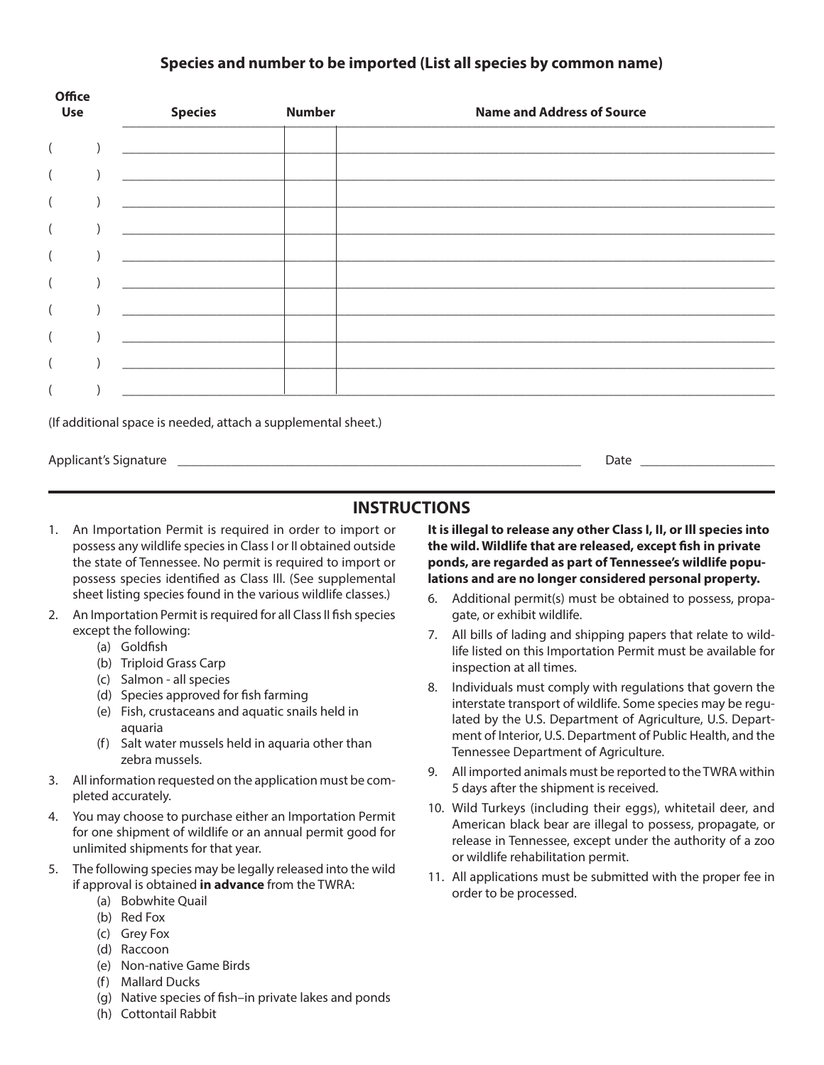## Species and number to be imported (List all species by common name)

| Office Use | Species | Number | Name and Address of Source |
|---|---|---|---|
| ( ) | | | |
| ( ) | | | |
| ( ) | | | |
| ( ) | | | |
| ( ) | | | |
| ( ) | | | |
| ( ) | | | |
| ( ) | | | |
| ( ) | | | |
| ( ) | | | |

(If additional space is needed, attach a supplemental sheet.)

Applicant's Signature ______________________________ Date ______________

## INSTRUCTIONS

1. An Importation Permit is required in order to import or possess any wildlife species in Class I or II obtained outside the state of Tennessee. No permit is required to import or possess species identified as Class Ill. (See supplemental sheet listing species found in the various wildlife classes.)
2. An Importation Permit is required for all Class II fish species except the following:
   - (a) Goldfish
   - (b) Triploid Grass Carp
   - (c) Salmon - all species
   - (d) Species approved for fish farming
   - (e) Fish, crustaceans and aquatic snails held in aquaria
   - (f) Salt water mussels held in aquaria other than zebra mussels.
3. All information requested on the application must be completed accurately.
4. You may choose to purchase either an Importation Permit for one shipment of wildlife or an annual permit good for unlimited shipments for that year.
5. The following species may be legally released into the wild if approval is obtained **in advance** from the TWRA:
   - (a) Bobwhite Quail
   - (b) Red Fox
   - (c) Grey Fox
   - (d) Raccoon
   - (e) Non-native Game Birds
   - (f) Mallard Ducks
   - (g) Native species of fish–in private lakes and ponds
   - (h) Cottontail Rabbit

   **It is illegal to release any other Class I, II, or Ill species into the wild. Wildlife that are released, except fish in private ponds, are regarded as part of Tennessee's wildlife populations and are no longer considered personal property.**
6. Additional permit(s) must be obtained to possess, propagate, or exhibit wildlife.
7. All bills of lading and shipping papers that relate to wildlife listed on this Importation Permit must be available for inspection at all times.
8. Individuals must comply with regulations that govern the interstate transport of wildlife. Some species may be regulated by the U.S. Department of Agriculture, U.S. Department of Interior, U.S. Department of Public Health, and the Tennessee Department of Agriculture.
9. All imported animals must be reported to the TWRA within 5 days after the shipment is received.
10. Wild Turkeys (including their eggs), whitetail deer, and American black bear are illegal to possess, propagate, or release in Tennessee, except under the authority of a zoo or wildlife rehabilitation permit.
11. All applications must be submitted with the proper fee in order to be processed.